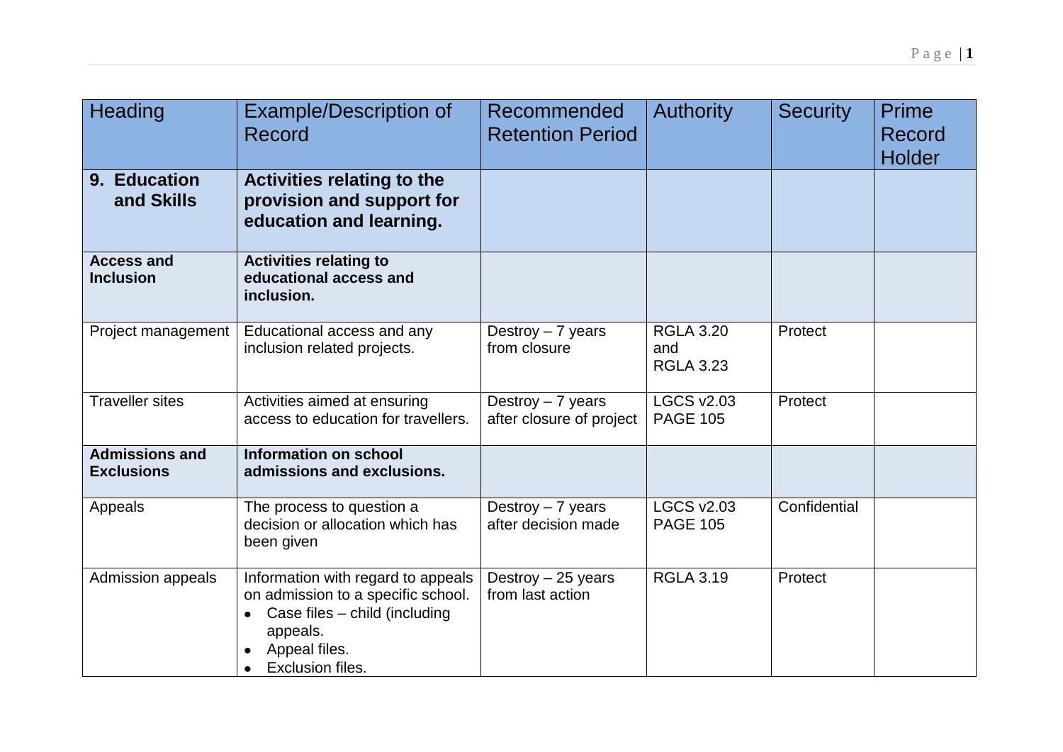| Heading | Example/Description of Record | Recommended Retention Period | Authority | Security | Prime Record Holder |
|---|---|---|---|---|---|
| **9. Education and Skills** | **Activities relating to the provision and support for education and learning.** | | | | |
| **Access and Inclusion** | **Activities relating to educational access and inclusion.** | | | | |
| Project management | Educational access and any inclusion related projects. | Destroy – 7 years from closure | RGLA 3.20 and RGLA 3.23 | Protect | |
| Traveller sites | Activities aimed at ensuring access to education for travellers. | Destroy – 7 years after closure of project | LGCS v2.03 PAGE 105 | Protect | |
| **Admissions and Exclusions** | **Information on school admissions and exclusions.** | | | | |
| Appeals | The process to question a decision or allocation which has been given | Destroy – 7 years after decision made | LGCS v2.03 PAGE 105 | Confidential | |
| Admission appeals | Information with regard to appeals on admission to a specific school. <br>• Case files – child (including appeals. <br>• Appeal files. <br>• Exclusion files. | Destroy – 25 years from last action | RGLA 3.19 | Protect | |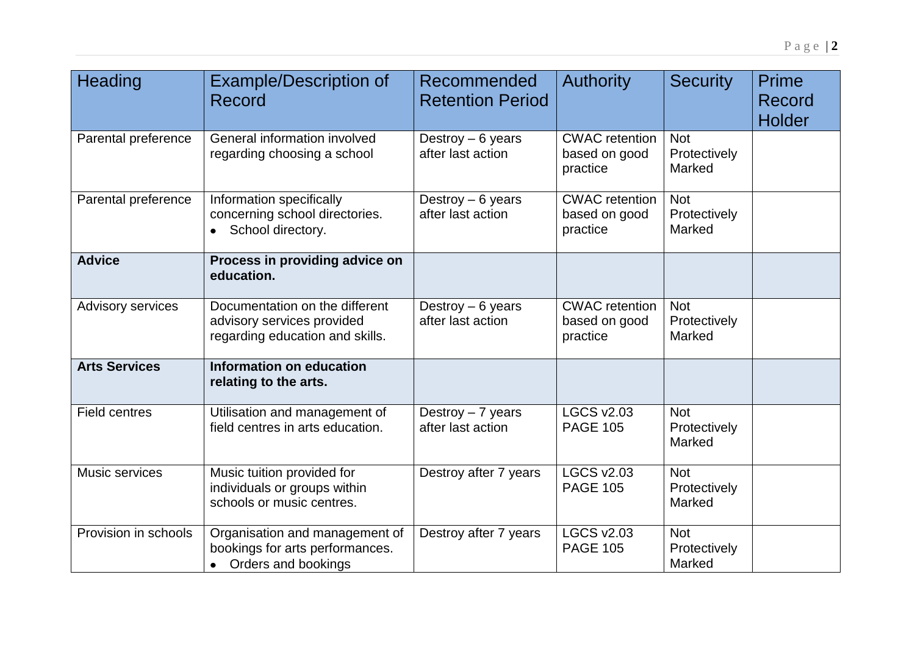| Heading | Example/Description of Record | Recommended Retention Period | Authority | Security | Prime Record Holder |
|---|---|---|---|---|---|
| Parental preference | General information involved regarding choosing a school | Destroy – 6 years after last action | CWAC retention based on good practice | Not Protectively Marked | |
| Parental preference | Information specifically concerning school directories.<br>• School directory. | Destroy – 6 years after last action | CWAC retention based on good practice | Not Protectively Marked | |
| **Advice** | **Process in providing advice on education.** | | | | |
| Advisory services | Documentation on the different advisory services provided regarding education and skills. | Destroy – 6 years after last action | CWAC retention based on good practice | Not Protectively Marked | |
| **Arts Services** | **Information on education relating to the arts.** | | | | |
| Field centres | Utilisation and management of field centres in arts education. | Destroy – 7 years after last action | LGCS v2.03 PAGE 105 | Not Protectively Marked | |
| Music services | Music tuition provided for individuals or groups within schools or music centres. | Destroy after 7 years | LGCS v2.03 PAGE 105 | Not Protectively Marked | |
| Provision in schools | Organisation and management of bookings for arts performances.<br>• Orders and bookings | Destroy after 7 years | LGCS v2.03 PAGE 105 | Not Protectively Marked | |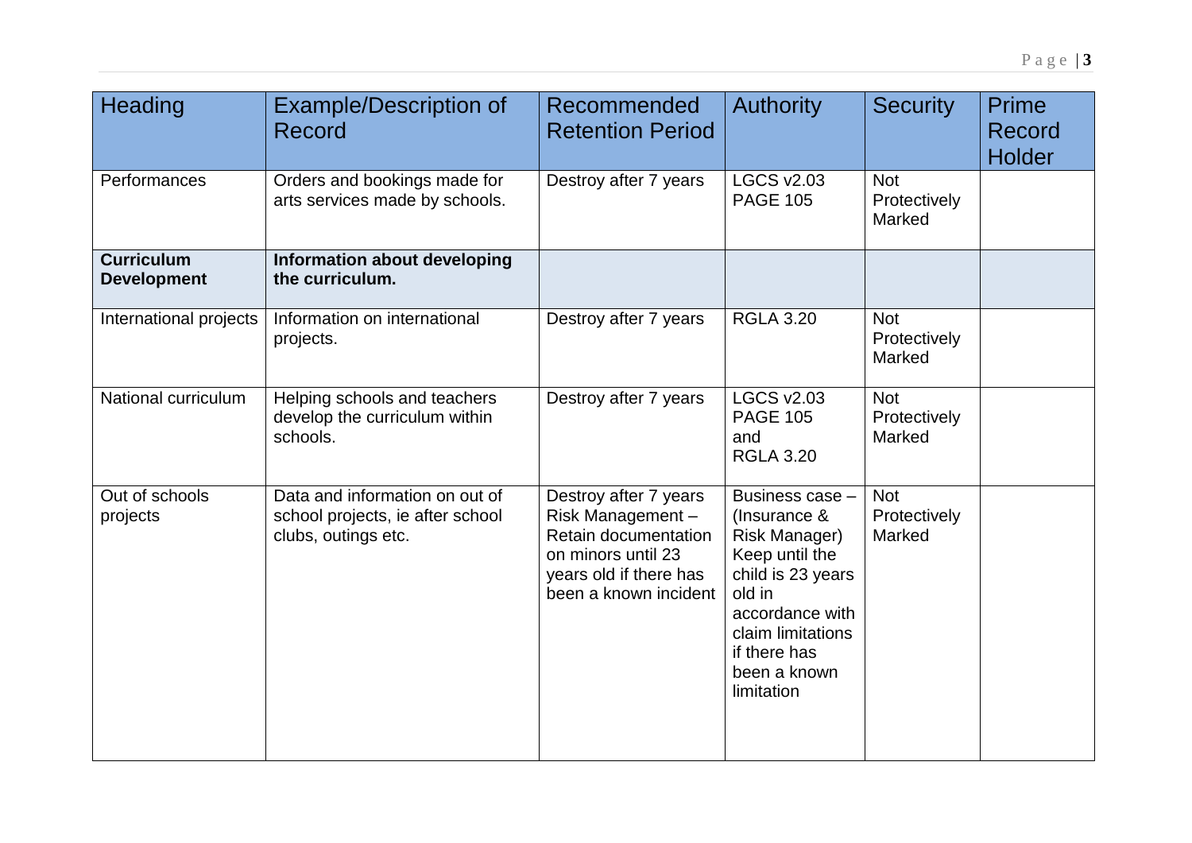| Heading | Example/Description of Record | Recommended Retention Period | Authority | Security | Prime Record Holder |
|---|---|---|---|---|---|
| Performances | Orders and bookings made for arts services made by schools. | Destroy after 7 years | LGCS v2.03 PAGE 105 | Not Protectively Marked | |
| **Curriculum Development** | **Information about developing the curriculum.** | | | | |
| International projects | Information on international projects. | Destroy after 7 years | RGLA 3.20 | Not Protectively Marked | |
| National curriculum | Helping schools and teachers develop the curriculum within schools. | Destroy after 7 years | LGCS v2.03 PAGE 105 and RGLA 3.20 | Not Protectively Marked | |
| Out of schools projects | Data and information on out of school projects, ie after school clubs, outings etc. | Destroy after 7 years Risk Management – Retain documentation on minors until 23 years old if there has been a known incident | Business case – (Insurance & Risk Manager) Keep until the child is 23 years old in accordance with claim limitations if there has been a known limitation | Not Protectively Marked | |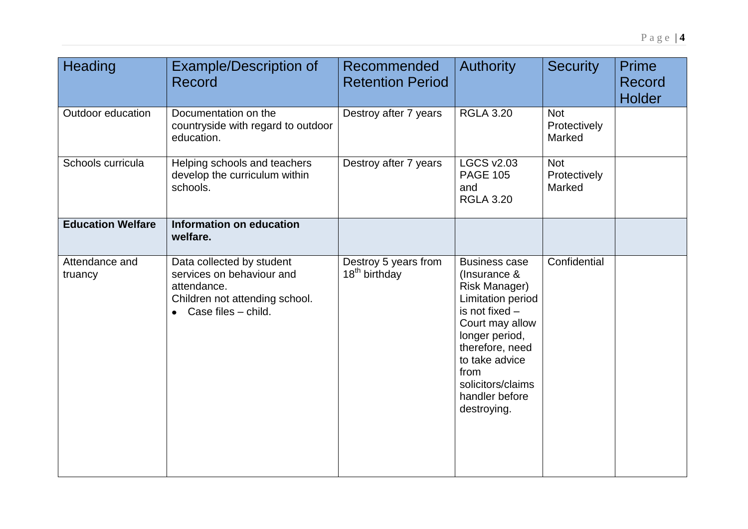| Heading | Example/Description of Record | Recommended Retention Period | Authority | Security | Prime Record Holder |
|---|---|---|---|---|---|
| Outdoor education | Documentation on the countryside with regard to outdoor education. | Destroy after 7 years | RGLA 3.20 | Not Protectively Marked | |
| Schools curricula | Helping schools and teachers develop the curriculum within schools. | Destroy after 7 years | LGCS v2.03 PAGE 105 and RGLA 3.20 | Not Protectively Marked | |
| **Education Welfare** | **Information on education welfare.** | | | | |
| Attendance and truancy | Data collected by student services on behaviour and attendance. Children not attending school. <br>• Case files – child. | Destroy 5 years from 18th birthday | Business case (Insurance & Risk Manager) Limitation period is not fixed – Court may allow longer period, therefore, need to take advice from solicitors/claims handler before destroying. | Confidential | |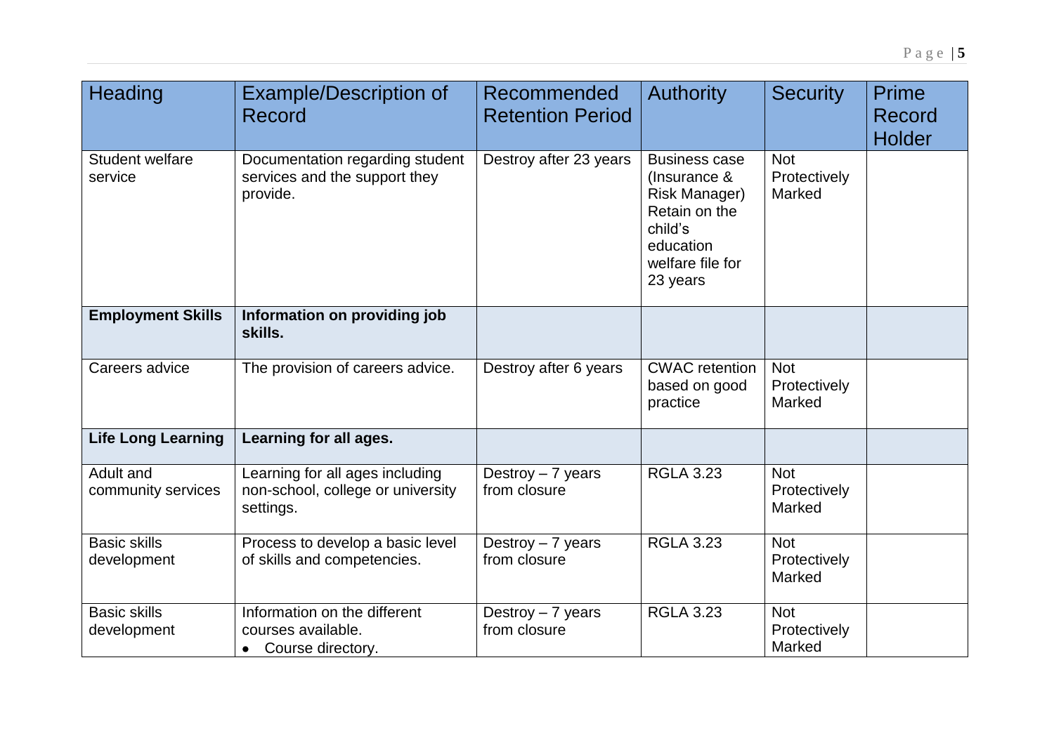| Heading | Example/Description of Record | Recommended Retention Period | Authority | Security | Prime Record Holder |
|---|---|---|---|---|---|
| Student welfare service | Documentation regarding student services and the support they provide. | Destroy after 23 years | Business case (Insurance & Risk Manager) Retain on the child's education welfare file for 23 years | Not Protectively Marked | |
| **Employment Skills** | **Information on providing job skills.** | | | | |
| Careers advice | The provision of careers advice. | Destroy after 6 years | CWAC retention based on good practice | Not Protectively Marked | |
| **Life Long Learning** | **Learning for all ages.** | | | | |
| Adult and community services | Learning for all ages including non-school, college or university settings. | Destroy – 7 years from closure | RGLA 3.23 | Not Protectively Marked | |
| Basic skills development | Process to develop a basic level of skills and competencies. | Destroy – 7 years from closure | RGLA 3.23 | Not Protectively Marked | |
| Basic skills development | Information on the different courses available.<br>• Course directory. | Destroy – 7 years from closure | RGLA 3.23 | Not Protectively Marked | |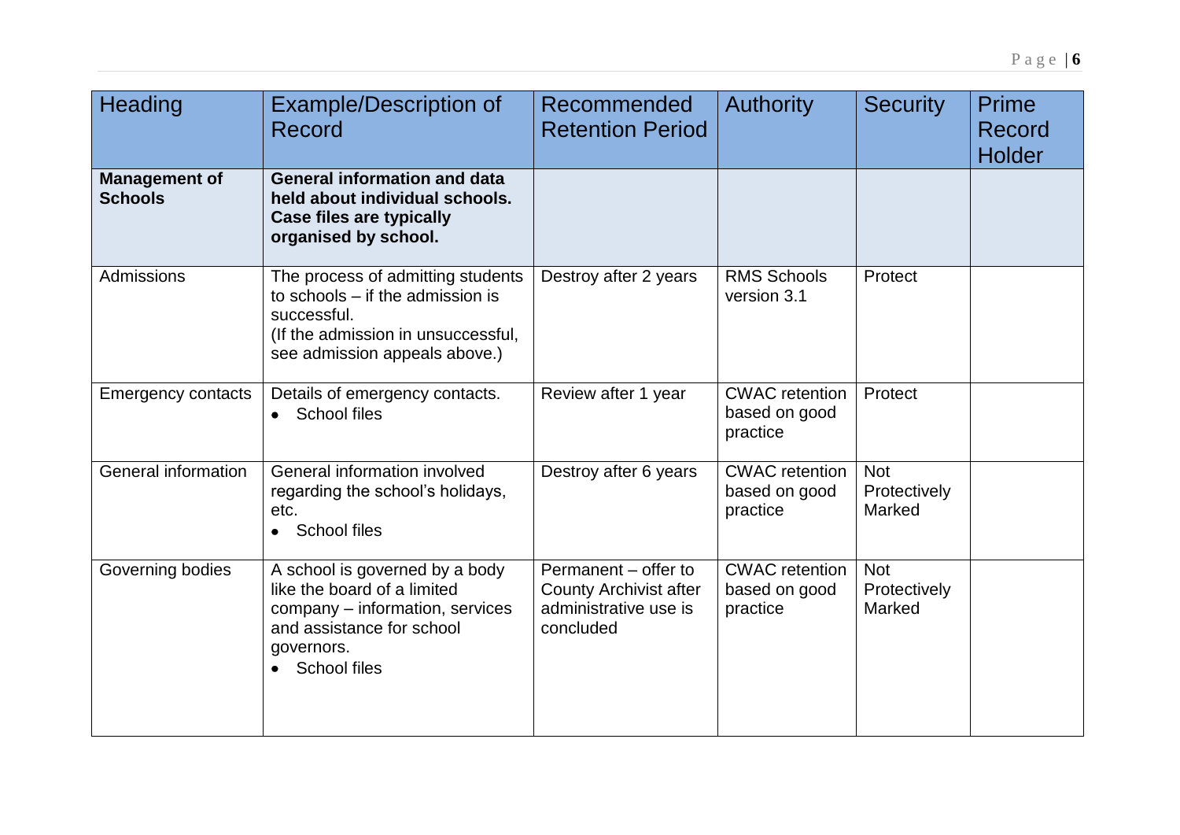| Heading | Example/Description of Record | Recommended Retention Period | Authority | Security | Prime Record Holder |
|---|---|---|---|---|---|
| **Management of Schools** | **General information and data held about individual schools. Case files are typically organised by school.** | | | | |
| Admissions | The process of admitting students to schools – if the admission is successful.<br>(If the admission in unsuccessful, see admission appeals above.) | Destroy after 2 years | RMS Schools version 3.1 | Protect | |
| Emergency contacts | Details of emergency contacts.<br>• School files | Review after 1 year | CWAC retention based on good practice | Protect | |
| General information | General information involved regarding the school's holidays, etc.<br>• School files | Destroy after 6 years | CWAC retention based on good practice | Not Protectively Marked | |
| Governing bodies | A school is governed by a body like the board of a limited company – information, services and assistance for school governors.<br>• School files | Permanent – offer to County Archivist after administrative use is concluded | CWAC retention based on good practice | Not Protectively Marked | |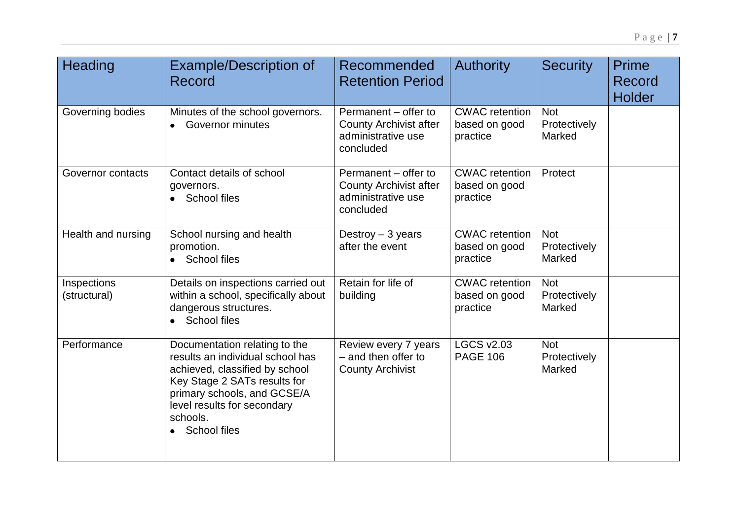| Heading | Example/Description of Record | Recommended Retention Period | Authority | Security | Prime Record Holder |
|---|---|---|---|---|---|
| Governing bodies | Minutes of the school governors.<br>• Governor minutes | Permanent – offer to County Archivist after administrative use concluded | CWAC retention based on good practice | Not Protectively Marked | |
| Governor contacts | Contact details of school governors.<br>• School files | Permanent – offer to County Archivist after administrative use concluded | CWAC retention based on good practice | Protect | |
| Health and nursing | School nursing and health promotion.<br>• School files | Destroy – 3 years after the event | CWAC retention based on good practice | Not Protectively Marked | |
| Inspections (structural) | Details on inspections carried out within a school, specifically about dangerous structures.<br>• School files | Retain for life of building | CWAC retention based on good practice | Not Protectively Marked | |
| Performance | Documentation relating to the results an individual school has achieved, classified by school Key Stage 2 SATs results for primary schools, and GCSE/A level results for secondary schools.<br>• School files | Review every 7 years – and then offer to County Archivist | LGCS v2.03 PAGE 106 | Not Protectively Marked | |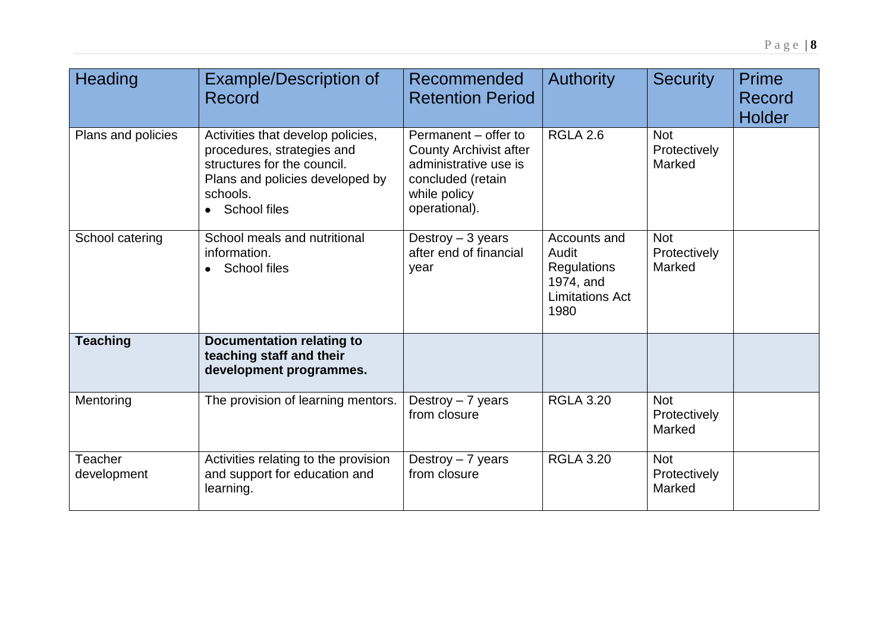| Heading | Example/Description of Record | Recommended Retention Period | Authority | Security | Prime Record Holder |
|---|---|---|---|---|---|
| Plans and policies | Activities that develop policies, procedures, strategies and structures for the council. Plans and policies developed by schools. <br>• School files | Permanent – offer to County Archivist after administrative use is concluded (retain while policy operational). | RGLA 2.6 | Not Protectively Marked | |
| School catering | School meals and nutritional information. <br>• School files | Destroy – 3 years after end of financial year | Accounts and Audit Regulations 1974, and Limitations Act 1980 | Not Protectively Marked | |
| **Teaching** | **Documentation relating to teaching staff and their development programmes.** | | | | |
| Mentoring | The provision of learning mentors. | Destroy – 7 years from closure | RGLA 3.20 | Not Protectively Marked | |
| Teacher development | Activities relating to the provision and support for education and learning. | Destroy – 7 years from closure | RGLA 3.20 | Not Protectively Marked | |